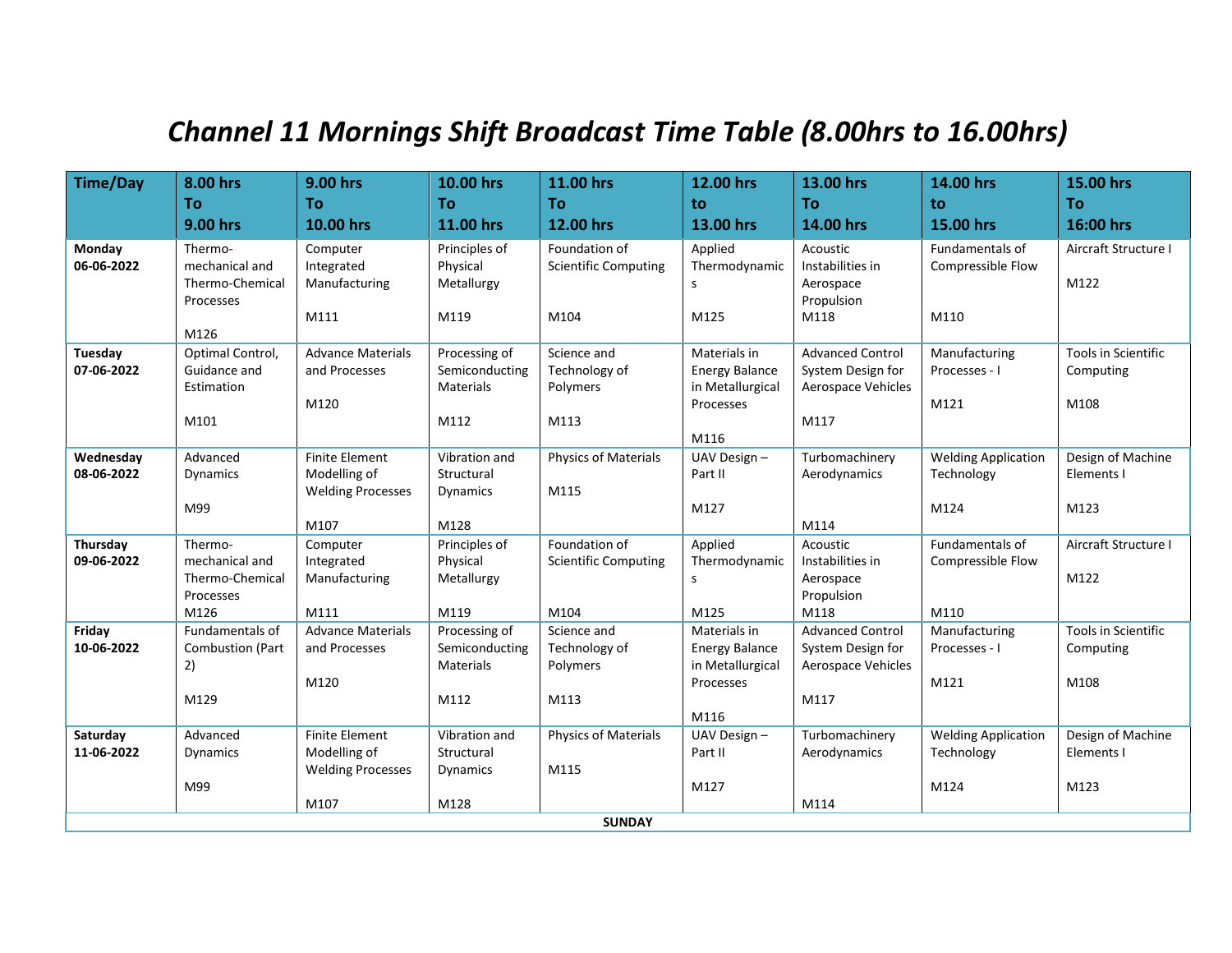# *Channel 11 Mornings Shift Broadcast Time Table (8.00hrs to 16.00hrs)*

| Time/Day | 8.00 hrs To 9.00 hrs | 9.00 hrs To 10.00 hrs | 10.00 hrs To 11.00 hrs | 11.00 hrs To 12.00 hrs | 12.00 hrs to 13.00 hrs | 13.00 hrs To 14.00 hrs | 14.00 hrs to 15.00 hrs | 15.00 hrs To 16:00 hrs |
|---|---|---|---|---|---|---|---|---|
| **Monday 06-06-2022** | Thermo-mechanical and Thermo-Chemical Processes M126 | Computer Integrated Manufacturing M111 | Principles of Physical Metallurgy M119 | Foundation of Scientific Computing M104 | Applied Thermodynamics M125 | Acoustic Instabilities in Aerospace Propulsion M118 | Fundamentals of Compressible Flow M110 | Aircraft Structure I M122 |
| **Tuesday 07-06-2022** | Optimal Control, Guidance and Estimation M101 | Advance Materials and Processes M120 | Processing of Semiconducting Materials M112 | Science and Technology of Polymers M113 | Materials in Energy Balance in Metallurgical Processes M116 | Advanced Control System Design for Aerospace Vehicles M117 | Manufacturing Processes - I M121 | Tools in Scientific Computing M108 |
| **Wednesday 08-06-2022** | Advanced Dynamics M99 | Finite Element Modelling of Welding Processes M107 | Vibration and Structural Dynamics M128 | Physics of Materials M115 | UAV Design – Part II M127 | Turbomachinery Aerodynamics M114 | Welding Application Technology M124 | Design of Machine Elements I M123 |
| **Thursday 09-06-2022** | Thermo-mechanical and Thermo-Chemical Processes M126 | Computer Integrated Manufacturing M111 | Principles of Physical Metallurgy M119 | Foundation of Scientific Computing M104 | Applied Thermodynamics M125 | Acoustic Instabilities in Aerospace Propulsion M118 | Fundamentals of Compressible Flow M110 | Aircraft Structure I M122 |
| **Friday 10-06-2022** | Fundamentals of Combustion (Part 2) M129 | Advance Materials and Processes M120 | Processing of Semiconducting Materials M112 | Science and Technology of Polymers M113 | Materials in Energy Balance in Metallurgical Processes M116 | Advanced Control System Design for Aerospace Vehicles M117 | Manufacturing Processes - I M121 | Tools in Scientific Computing M108 |
| **Saturday 11-06-2022** | Advanced Dynamics M99 | Finite Element Modelling of Welding Processes M107 | Vibration and Structural Dynamics M128 | Physics of Materials M115 | UAV Design – Part II M127 | Turbomachinery Aerodynamics M114 | Welding Application Technology M124 | Design of Machine Elements I M123 |
| **SUNDAY** | | | | | | | | |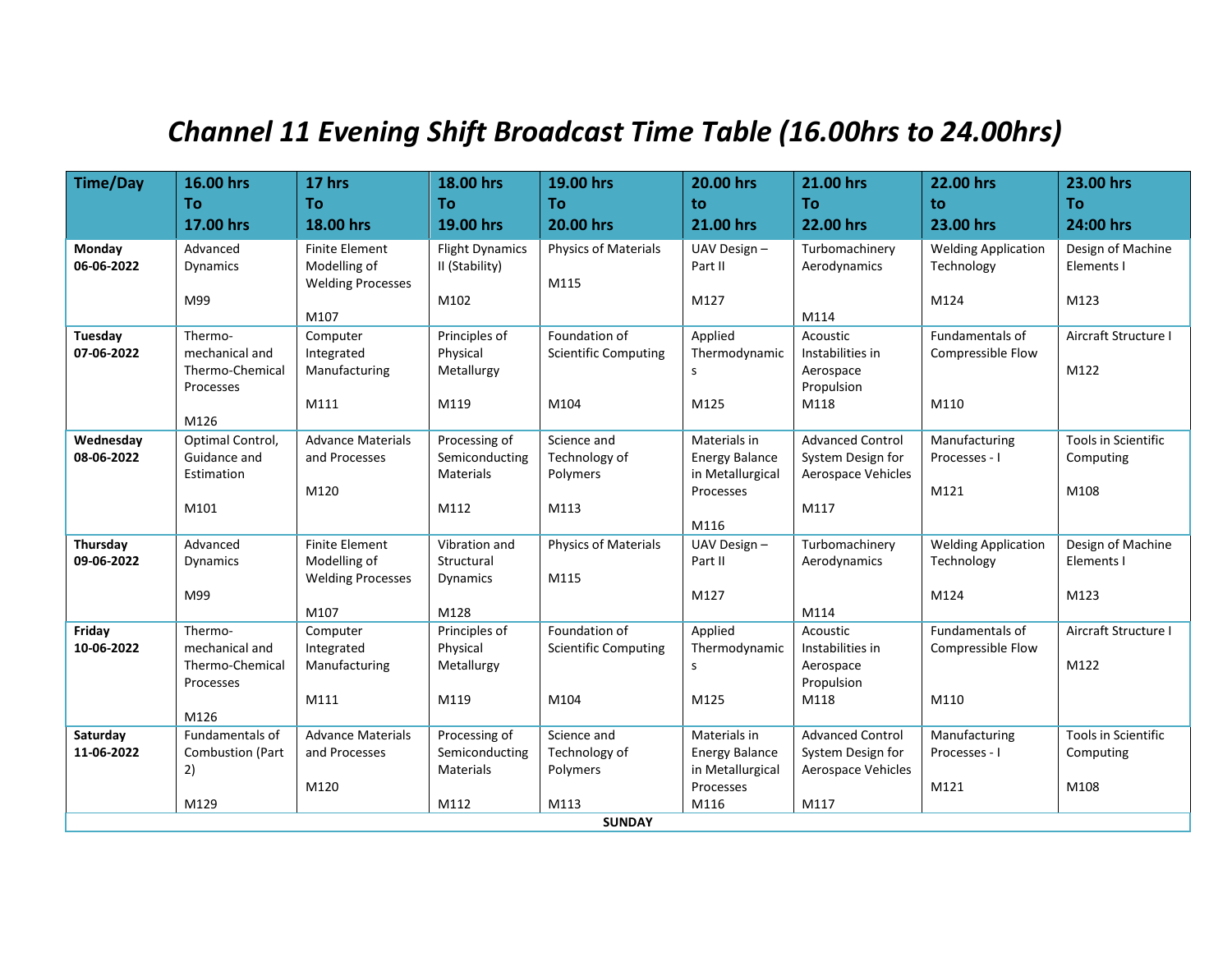# Channel 11 Evening Shift Broadcast Time Table (16.00hrs to 24.00hrs)

| Time/Day | 16.00 hrs To 17.00 hrs | 17 hrs To 18.00 hrs | 18.00 hrs To 19.00 hrs | 19.00 hrs To 20.00 hrs | 20.00 hrs to 21.00 hrs | 21.00 hrs To 22.00 hrs | 22.00 hrs to 23.00 hrs | 23.00 hrs To 24:00 hrs |
|---|---|---|---|---|---|---|---|---|
| **Monday 06-06-2022** | Advanced Dynamics M99 | Finite Element Modelling of Welding Processes M107 | Flight Dynamics II (Stability) M102 | Physics of Materials M115 | UAV Design – Part II M127 | Turbomachinery Aerodynamics M114 | Welding Application Technology M124 | Design of Machine Elements I M123 |
| **Tuesday 07-06-2022** | Thermo-mechanical and Thermo-Chemical Processes M126 | Computer Integrated Manufacturing M111 | Principles of Physical Metallurgy M119 | Foundation of Scientific Computing M104 | Applied Thermodynamics M125 | Acoustic Instabilities in Aerospace Propulsion M118 | Fundamentals of Compressible Flow M110 | Aircraft Structure I M122 |
| **Wednesday 08-06-2022** | Optimal Control, Guidance and Estimation M101 | Advance Materials and Processes M120 | Processing of Semiconducting Materials M112 | Science and Technology of Polymers M113 | Materials in Energy Balance in Metallurgical Processes M116 | Advanced Control System Design for Aerospace Vehicles M117 | Manufacturing Processes - I M121 | Tools in Scientific Computing M108 |
| **Thursday 09-06-2022** | Advanced Dynamics M99 | Finite Element Modelling of Welding Processes M107 | Vibration and Structural Dynamics M128 | Physics of Materials M115 | UAV Design – Part II M127 | Turbomachinery Aerodynamics M114 | Welding Application Technology M124 | Design of Machine Elements I M123 |
| **Friday 10-06-2022** | Thermo-mechanical and Thermo-Chemical Processes M126 | Computer Integrated Manufacturing M111 | Principles of Physical Metallurgy M119 | Foundation of Scientific Computing M104 | Applied Thermodynamics M125 | Acoustic Instabilities in Aerospace Propulsion M118 | Fundamentals of Compressible Flow M110 | Aircraft Structure I M122 |
| **Saturday 11-06-2022** | Fundamentals of Combustion (Part 2) M129 | Advance Materials and Processes M120 | Processing of Semiconducting Materials M112 | Science and Technology of Polymers M113 | Materials in Energy Balance in Metallurgical Processes M116 | Advanced Control System Design for Aerospace Vehicles M117 | Manufacturing Processes - I M121 | Tools in Scientific Computing M108 |
| **SUNDAY** | | | | | | | | |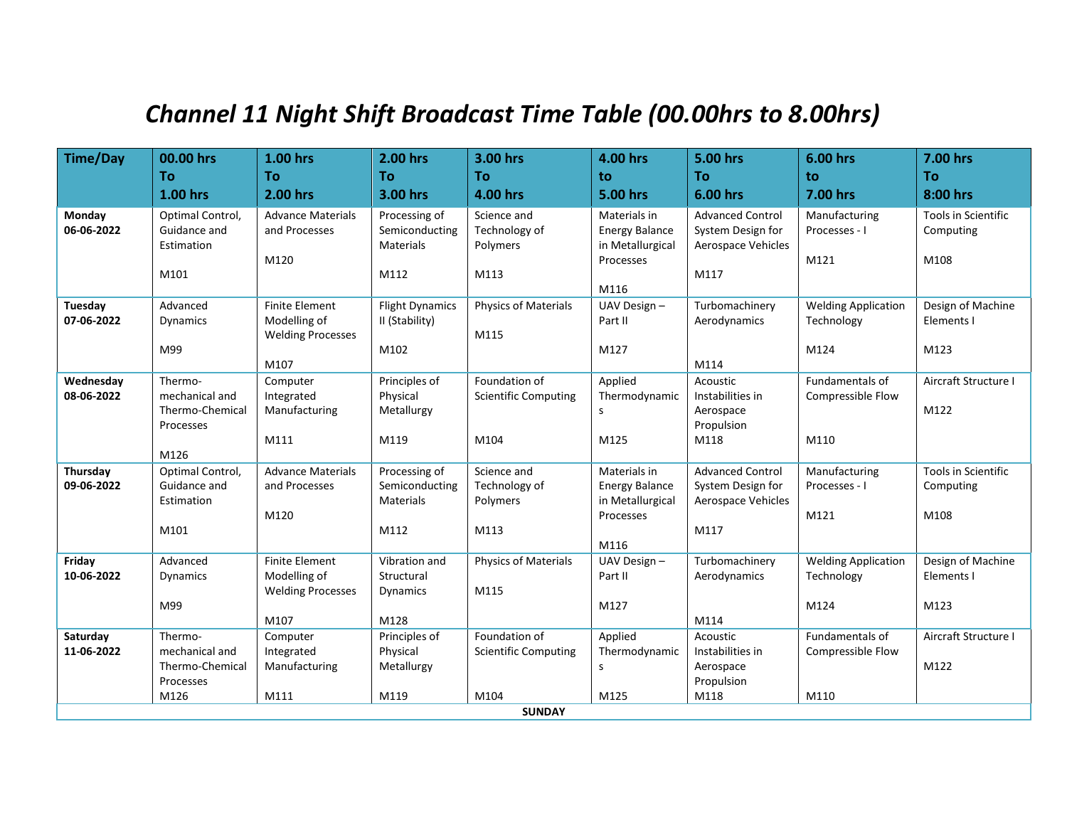# *Channel 11 Night Shift Broadcast Time Table (00.00hrs to 8.00hrs)*

| Time/Day | 00.00 hrs To 1.00 hrs | 1.00 hrs To 2.00 hrs | 2.00 hrs To 3.00 hrs | 3.00 hrs To 4.00 hrs | 4.00 hrs to 5.00 hrs | 5.00 hrs To 6.00 hrs | 6.00 hrs to 7.00 hrs | 7.00 hrs To 8:00 hrs |
|---|---|---|---|---|---|---|---|---|
| **Monday 06-06-2022** | Optimal Control, Guidance and Estimation M101 | Advance Materials and Processes M120 | Processing of Semiconducting Materials M112 | Science and Technology of Polymers M113 | Materials in Energy Balance in Metallurgical Processes M116 | Advanced Control System Design for Aerospace Vehicles M117 | Manufacturing Processes - I M121 | Tools in Scientific Computing M108 |
| **Tuesday 07-06-2022** | Advanced Dynamics M99 | Finite Element Modelling of Welding Processes M107 | Flight Dynamics II (Stability) M102 | Physics of Materials M115 | UAV Design – Part II M127 | Turbomachinery Aerodynamics M114 | Welding Application Technology M124 | Design of Machine Elements I M123 |
| **Wednesday 08-06-2022** | Thermo-mechanical and Thermo-Chemical Processes M126 | Computer Integrated Manufacturing M111 | Principles of Physical Metallurgy M119 | Foundation of Scientific Computing M104 | Applied Thermodynamics M125 | Acoustic Instabilities in Aerospace Propulsion M118 | Fundamentals of Compressible Flow M110 | Aircraft Structure I M122 |
| **Thursday 09-06-2022** | Optimal Control, Guidance and Estimation M101 | Advance Materials and Processes M120 | Processing of Semiconducting Materials M112 | Science and Technology of Polymers M113 | Materials in Energy Balance in Metallurgical Processes M116 | Advanced Control System Design for Aerospace Vehicles M117 | Manufacturing Processes - I M121 | Tools in Scientific Computing M108 |
| **Friday 10-06-2022** | Advanced Dynamics M99 | Finite Element Modelling of Welding Processes M107 | Vibration and Structural Dynamics M128 | Physics of Materials M115 | UAV Design – Part II M127 | Turbomachinery Aerodynamics M114 | Welding Application Technology M124 | Design of Machine Elements I M123 |
| **Saturday 11-06-2022** | Thermo-mechanical and Thermo-Chemical Processes M126 | Computer Integrated Manufacturing M111 | Principles of Physical Metallurgy M119 | Foundation of Scientific Computing M104 | Applied Thermodynamics M125 | Acoustic Instabilities in Aerospace Propulsion M118 | Fundamentals of Compressible Flow M110 | Aircraft Structure I M122 |
| **SUNDAY** | | | | | | | | |